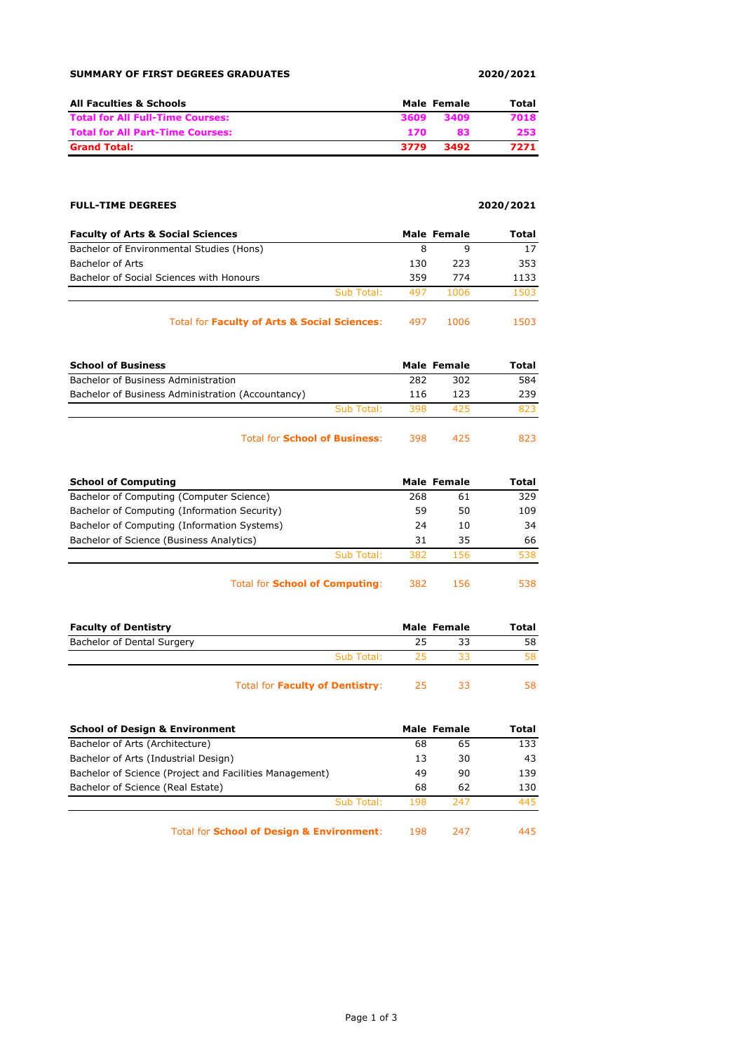**SUMMARY OF FIRST DEGREES GRADUATES** **2020/2021**

| All Faculties & Schools | Male | Female | Total |
|---|---|---|---|
| **Total for All Full-Time Courses:** | **3609** | **3409** | **7018** |
| **Total for All Part-Time Courses:** | **170** | **83** | **253** |
| **Grand Total:** | **3779** | **3492** | **7271** |

**FULL-TIME DEGREES** **2020/2021**

| Faculty of Arts & Social Sciences | Male | Female | Total |
|---|---|---|---|
| Bachelor of Environmental Studies (Hons) | 8 | 9 | 17 |
| Bachelor of Arts | 130 | 223 | 353 |
| Bachelor of Social Sciences with Honours | 359 | 774 | 1133 |
| Sub Total: | 497 | 1006 | 1503 |
| Total for **Faculty of Arts & Social Sciences**: | 497 | 1006 | 1503 |

| School of Business | Male | Female | Total |
|---|---|---|---|
| Bachelor of Business Administration | 282 | 302 | 584 |
| Bachelor of Business Administration (Accountancy) | 116 | 123 | 239 |
| Sub Total: | 398 | 425 | 823 |
| Total for **School of Business**: | 398 | 425 | 823 |

| School of Computing | Male | Female | Total |
|---|---|---|---|
| Bachelor of Computing (Computer Science) | 268 | 61 | 329 |
| Bachelor of Computing (Information Security) | 59 | 50 | 109 |
| Bachelor of Computing (Information Systems) | 24 | 10 | 34 |
| Bachelor of Science (Business Analytics) | 31 | 35 | 66 |
| Sub Total: | 382 | 156 | 538 |
| Total for **School of Computing**: | 382 | 156 | 538 |

| Faculty of Dentistry | Male | Female | Total |
|---|---|---|---|
| Bachelor of Dental Surgery | 25 | 33 | 58 |
| Sub Total: | 25 | 33 | 58 |
| Total for **Faculty of Dentistry**: | 25 | 33 | 58 |

| School of Design & Environment | Male | Female | Total |
|---|---|---|---|
| Bachelor of Arts (Architecture) | 68 | 65 | 133 |
| Bachelor of Arts (Industrial Design) | 13 | 30 | 43 |
| Bachelor of Science (Project and Facilities Management) | 49 | 90 | 139 |
| Bachelor of Science (Real Estate) | 68 | 62 | 130 |
| Sub Total: | 198 | 247 | 445 |
| Total for **School of Design & Environment**: | 198 | 247 | 445 |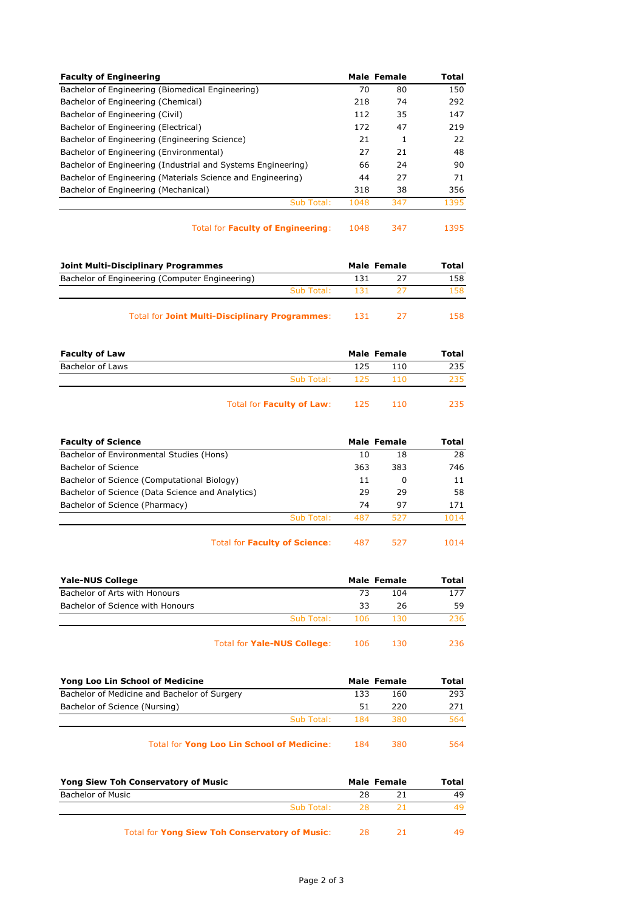| Faculty of Engineering | Male | Female | Total |
|---|---|---|---|
| Bachelor of Engineering (Biomedical Engineering) | 70 | 80 | 150 |
| Bachelor of Engineering (Chemical) | 218 | 74 | 292 |
| Bachelor of Engineering (Civil) | 112 | 35 | 147 |
| Bachelor of Engineering (Electrical) | 172 | 47 | 219 |
| Bachelor of Engineering (Engineering Science) | 21 | 1 | 22 |
| Bachelor of Engineering (Environmental) | 27 | 21 | 48 |
| Bachelor of Engineering (Industrial and Systems Engineering) | 66 | 24 | 90 |
| Bachelor of Engineering (Materials Science and Engineering) | 44 | 27 | 71 |
| Bachelor of Engineering (Mechanical) | 318 | 38 | 356 |
| Sub Total: | 1048 | 347 | 1395 |
| Total for **Faculty of Engineering**: | 1048 | 347 | 1395 |

| Joint Multi-Disciplinary Programmes | Male | Female | Total |
|---|---|---|---|
| Bachelor of Engineering (Computer Engineering) | 131 | 27 | 158 |
| Sub Total: | 131 | 27 | 158 |
| Total for **Joint Multi-Disciplinary Programmes**: | 131 | 27 | 158 |

| Faculty of Law | Male | Female | Total |
|---|---|---|---|
| Bachelor of Laws | 125 | 110 | 235 |
| Sub Total: | 125 | 110 | 235 |
| Total for **Faculty of Law**: | 125 | 110 | 235 |

| Faculty of Science | Male | Female | Total |
|---|---|---|---|
| Bachelor of Environmental Studies (Hons) | 10 | 18 | 28 |
| Bachelor of Science | 363 | 383 | 746 |
| Bachelor of Science (Computational Biology) | 11 | 0 | 11 |
| Bachelor of Science (Data Science and Analytics) | 29 | 29 | 58 |
| Bachelor of Science (Pharmacy) | 74 | 97 | 171 |
| Sub Total: | 487 | 527 | 1014 |
| Total for **Faculty of Science**: | 487 | 527 | 1014 |

| Yale-NUS College | Male | Female | Total |
|---|---|---|---|
| Bachelor of Arts with Honours | 73 | 104 | 177 |
| Bachelor of Science with Honours | 33 | 26 | 59 |
| Sub Total: | 106 | 130 | 236 |
| Total for **Yale-NUS College**: | 106 | 130 | 236 |

| Yong Loo Lin School of Medicine | Male | Female | Total |
|---|---|---|---|
| Bachelor of Medicine and Bachelor of Surgery | 133 | 160 | 293 |
| Bachelor of Science (Nursing) | 51 | 220 | 271 |
| Sub Total: | 184 | 380 | 564 |
| Total for **Yong Loo Lin School of Medicine**: | 184 | 380 | 564 |

| Yong Siew Toh Conservatory of Music | Male | Female | Total |
|---|---|---|---|
| Bachelor of Music | 28 | 21 | 49 |
| Sub Total: | 28 | 21 | 49 |
| Total for **Yong Siew Toh Conservatory of Music**: | 28 | 21 | 49 |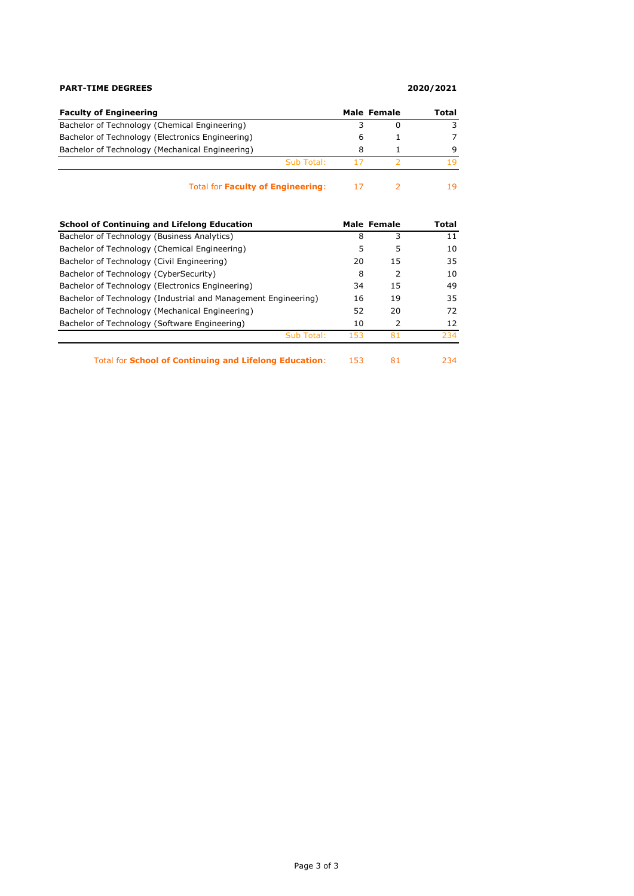**PART-TIME DEGREES** **2020/2021**

| Faculty of Engineering | Male | Female | Total |
|---|---|---|---|
| Bachelor of Technology (Chemical Engineering) | 3 | 0 | 3 |
| Bachelor of Technology (Electronics Engineering) | 6 | 1 | 7 |
| Bachelor of Technology (Mechanical Engineering) | 8 | 1 | 9 |
| Sub Total: | 17 | 2 | 19 |
| Total for **Faculty of Engineering**: | 17 | 2 | 19 |

| School of Continuing and Lifelong Education | Male | Female | Total |
|---|---|---|---|
| Bachelor of Technology (Business Analytics) | 8 | 3 | 11 |
| Bachelor of Technology (Chemical Engineering) | 5 | 5 | 10 |
| Bachelor of Technology (Civil Engineering) | 20 | 15 | 35 |
| Bachelor of Technology (CyberSecurity) | 8 | 2 | 10 |
| Bachelor of Technology (Electronics Engineering) | 34 | 15 | 49 |
| Bachelor of Technology (Industrial and Management Engineering) | 16 | 19 | 35 |
| Bachelor of Technology (Mechanical Engineering) | 52 | 20 | 72 |
| Bachelor of Technology (Software Engineering) | 10 | 2 | 12 |
| Sub Total: | 153 | 81 | 234 |
| Total for **School of Continuing and Lifelong Education**: | 153 | 81 | 234 |